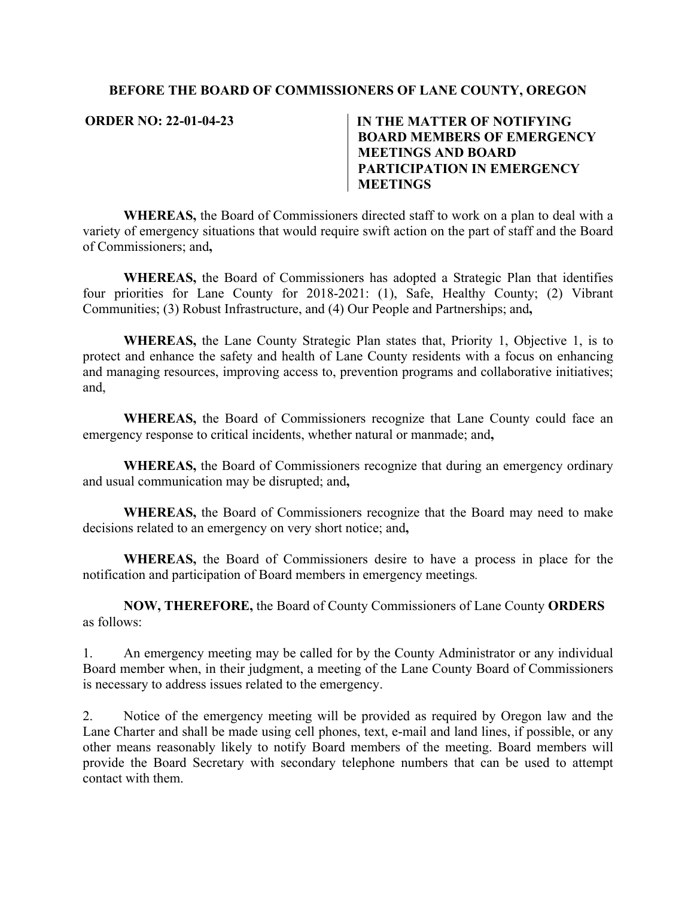**BEFORE THE BOARD OF COMMISSIONERS OF LANE COUNTY, OREGON**

**ORDER NO: 22-01-04-23**

**IN THE MATTER OF NOTIFYING BOARD MEMBERS OF EMERGENCY MEETINGS AND BOARD PARTICIPATION IN EMERGENCY MEETINGS**

**WHEREAS,** the Board of Commissioners directed staff to work on a plan to deal with a variety of emergency situations that would require swift action on the part of staff and the Board of Commissioners; and**,**

**WHEREAS,** the Board of Commissioners has adopted a Strategic Plan that identifies four priorities for Lane County for 2018-2021: (1), Safe, Healthy County; (2) Vibrant Communities; (3) Robust Infrastructure, and (4) Our People and Partnerships; and**,**

**WHEREAS,** the Lane County Strategic Plan states that, Priority 1, Objective 1, is to protect and enhance the safety and health of Lane County residents with a focus on enhancing and managing resources, improving access to, prevention programs and collaborative initiatives; and,

**WHEREAS,** the Board of Commissioners recognize that Lane County could face an emergency response to critical incidents, whether natural or manmade; and**,**

**WHEREAS,** the Board of Commissioners recognize that during an emergency ordinary and usual communication may be disrupted; and**,**

**WHEREAS,** the Board of Commissioners recognize that the Board may need to make decisions related to an emergency on very short notice; and**,**

**WHEREAS,** the Board of Commissioners desire to have a process in place for the notification and participation of Board members in emergency meetings.

**NOW, THEREFORE,** the Board of County Commissioners of Lane County **ORDERS** as follows:

1. An emergency meeting may be called for by the County Administrator or any individual Board member when, in their judgment, a meeting of the Lane County Board of Commissioners is necessary to address issues related to the emergency.

2. Notice of the emergency meeting will be provided as required by Oregon law and the Lane Charter and shall be made using cell phones, text, e-mail and land lines, if possible, or any other means reasonably likely to notify Board members of the meeting. Board members will provide the Board Secretary with secondary telephone numbers that can be used to attempt contact with them.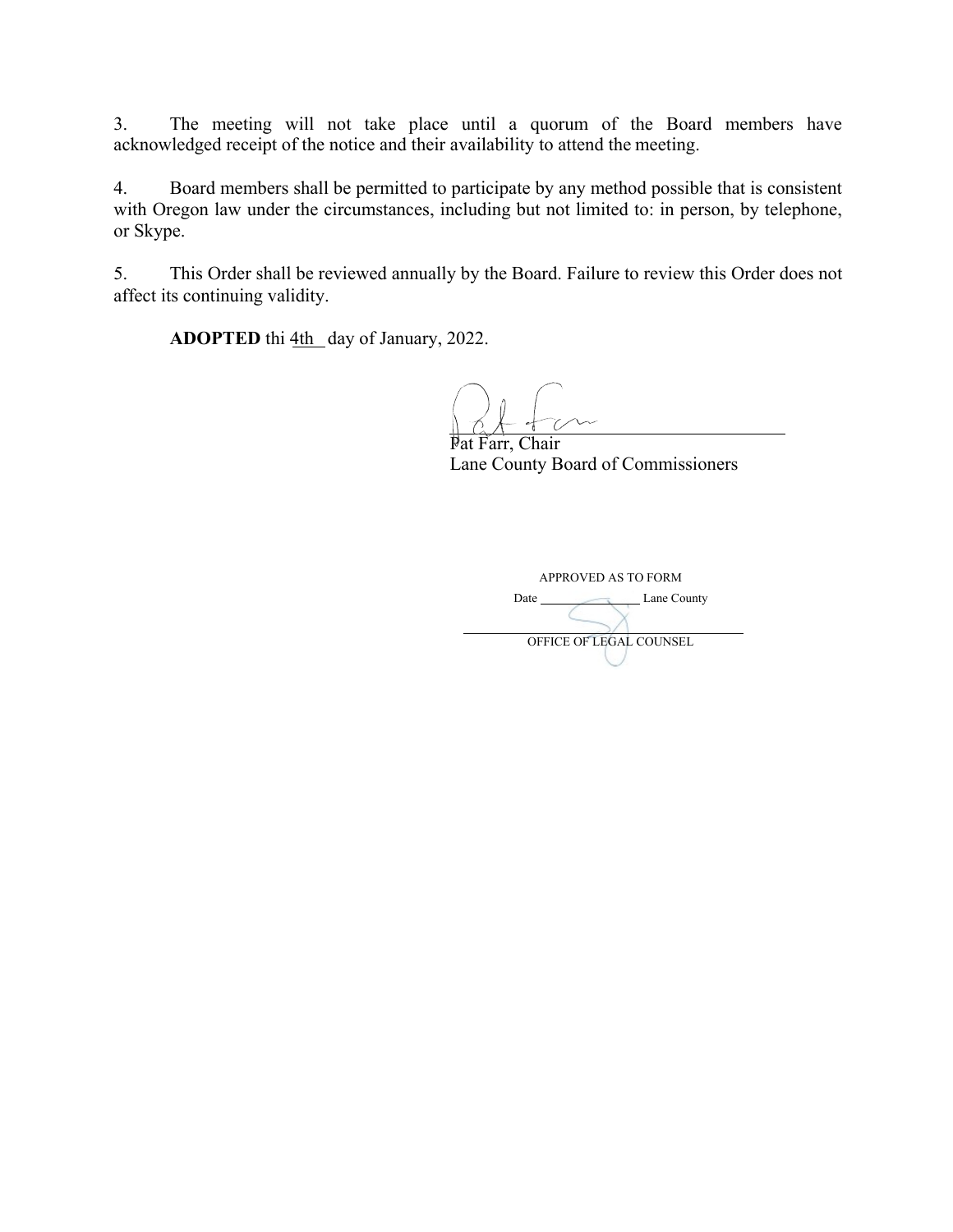3. The meeting will not take place until a quorum of the Board members have acknowledged receipt of the notice and their availability to attend the meeting.

4. Board members shall be permitted to participate by any method possible that is consistent with Oregon law under the circumstances, including but not limited to: in person, by telephone, or Skype.

5. This Order shall be reviewed annually by the Board. Failure to review this Order does not affect its continuing validity.

**ADOPTED** thi 4th day of January, 2022.

Pat Farr, Chair
Lane County Board of Commissioners

APPROVED AS TO FORM
Date ______________ Lane County

OFFICE OF LEGAL COUNSEL